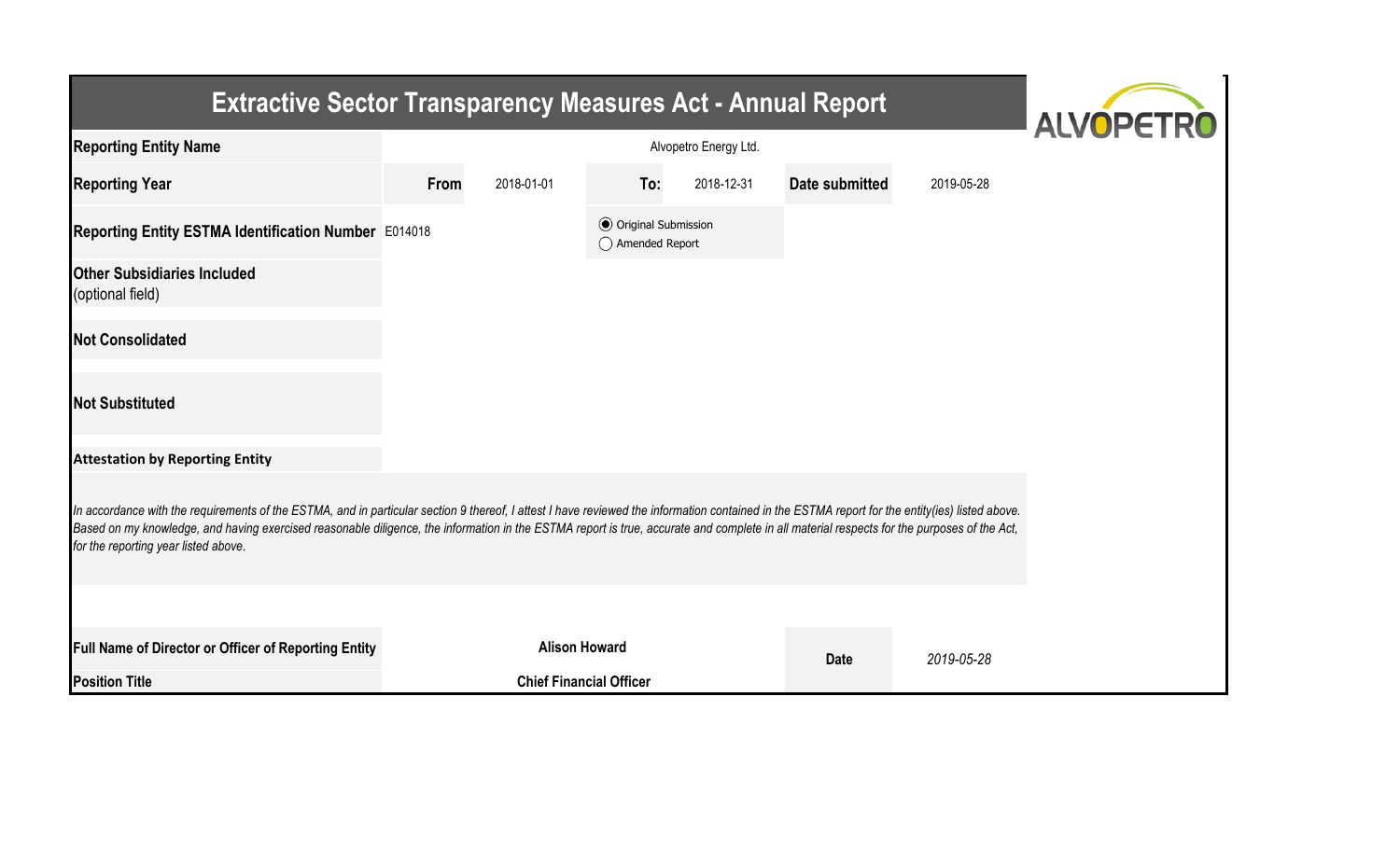# Extractive Sector Transparency Measures Act - Annual Report

ALVOPETRO

| | | | | | | |
|---|---|---|---|---|---|---|
| **Reporting Entity Name** | Alvopetro Energy Ltd. | | | | | |
| **Reporting Year** | **From** | 2018-01-01 | **To:** | 2018-12-31 | **Date submitted** | 2019-05-28 |
| **Reporting Entity ESTMA Identification Number** | E014018 | | ◉ Original Submission ◯ Amended Report | | | |
| **Other Subsidiaries Included** (optional field) | | | | | | |
| **Not Consolidated** | | | | | | |
| **Not Substituted** | | | | | | |

**Attestation by Reporting Entity**

*In accordance with the requirements of the ESTMA, and in particular section 9 thereof, I attest I have reviewed the information contained in the ESTMA report for the entity(ies) listed above. Based on my knowledge, and having exercised reasonable diligence, the information in the ESTMA report is true, accurate and complete in all material respects for the purposes of the Act, for the reporting year listed above.*

| | | | |
|---|---|---|---|
| **Full Name of Director or Officer of Reporting Entity** | **Alison Howard** | **Date** | *2019-05-28* |
| **Position Title** | **Chief Financial Officer** | | |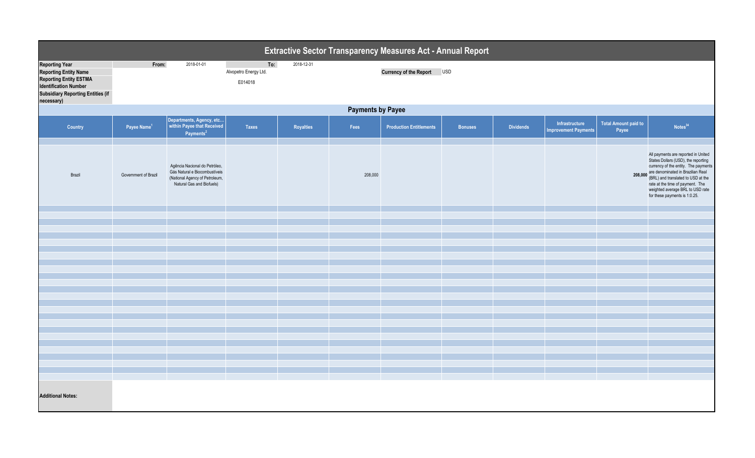# Extractive Sector Transparency Measures Act - Annual Report

| | | | | |
|---|---|---|---|---|
| **Reporting Year** | From: | 2018-01-01 | To: | 2018-12-31 |
| **Reporting Entity Name** | | Alvopetro Energy Ltd. | | |
| **Reporting Entity ESTMA Identification Number** | | E014018 | | |
| **Subsidiary Reporting Entities (if necessary)** | | | | |

**Currency of the Report** USD

## Payments by Payee

| Country | Payee Name[1] | Departments, Agency, etc… within Payee that Received Payments[2] | Taxes | Royalties | Fees | Production Entitlements | Bonuses | Dividends | Infrastructure Improvement Payments | Total Amount paid to Payee | Notes[34] |
|---|---|---|---|---|---|---|---|---|---|---|---|
| Brazil | Government of Brazil | Agência Nacional do Petróleo, Gás Natural e Biocombustíveis (National Agency of Petroleum, Natural Gas and Biofuels) | | | 208,000 | | | | | 208,000 | All payments are reported in United States Dollars (USD), the reporting currency of the entity. The payments are denominated in Brazilian Real (BRL) and translated to USD at the rate at the time of payment. The weighted average BRL to USD rate for these payments is 1:0.25. |

**Additional Notes:**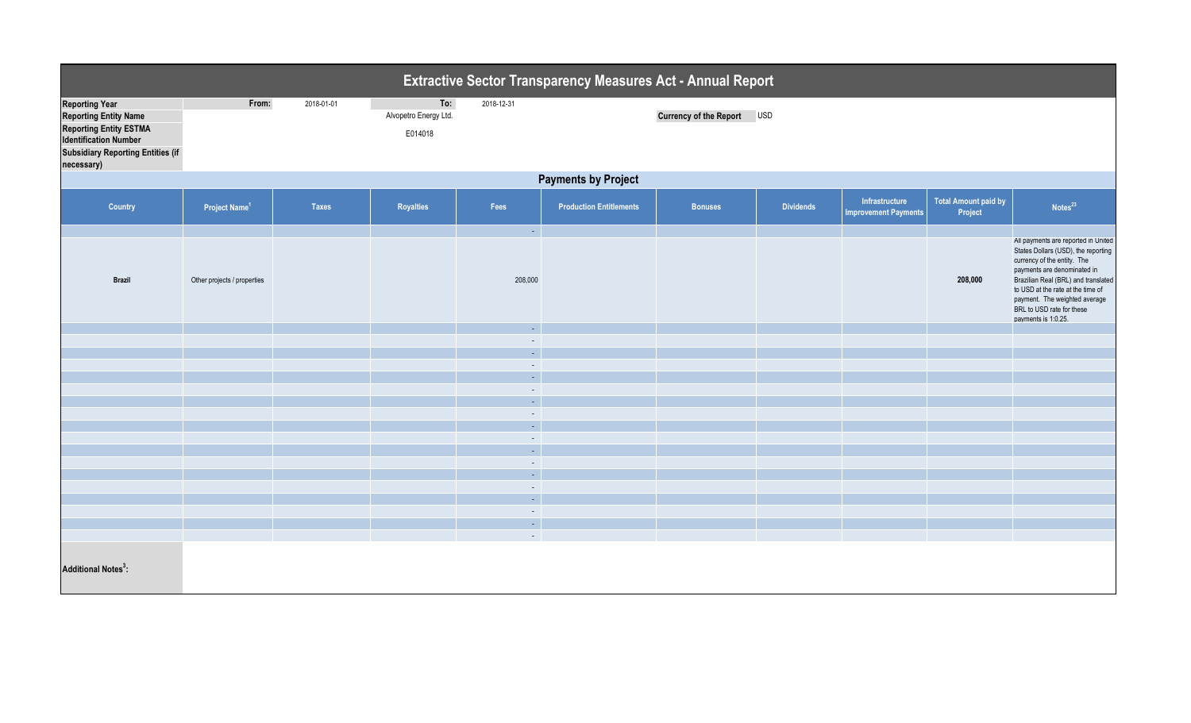# Extractive Sector Transparency Measures Act - Annual Report

| | | | | | | | |
|---|---|---|---|---|---|---|---|
| **Reporting Year** | **From:** | 2018-01-01 | **To:** | 2018-12-31 | | | |
| **Reporting Entity Name** | | | Alvopetro Energy Ltd. | | **Currency of the Report** | USD | |
| **Reporting Entity ESTMA Identification Number** | | | E014018 | | | | |
| **Subsidiary Reporting Entities (if necessary)** | | | | | | | |

## Payments by Project

| Country | Project Name[1] | Taxes | Royalties | Fees | Production Entitlements | Bonuses | Dividends | Infrastructure Improvement Payments | Total Amount paid by Project | Notes[23] |
|---|---|---|---|---|---|---|---|---|---|---|
| | | | | - | | | | | | |
| **Brazil** | Other projects / properties | | | 208,000 | | | | | **208,000** | All payments are reported in United States Dollars (USD), the reporting currency of the entity. The payments are denominated in Brazilian Real (BRL) and translated to USD at the rate at the time of payment. The weighted average BRL to USD rate for these payments is 1:0.25. |
| | | | | - | | | | | | |
| | | | | - | | | | | | |
| | | | | - | | | | | | |
| | | | | - | | | | | | |
| | | | | - | | | | | | |
| | | | | - | | | | | | |
| | | | | - | | | | | | |
| | | | | - | | | | | | |
| | | | | - | | | | | | |
| | | | | - | | | | | | |
| | | | | - | | | | | | |
| | | | | - | | | | | | |
| | | | | - | | | | | | |
| | | | | - | | | | | | |
| | | | | - | | | | | | |
| | | | | - | | | | | | |
| | | | | - | | | | | | |
| | | | | - | | | | | | |

**Additional Notes[3]:**